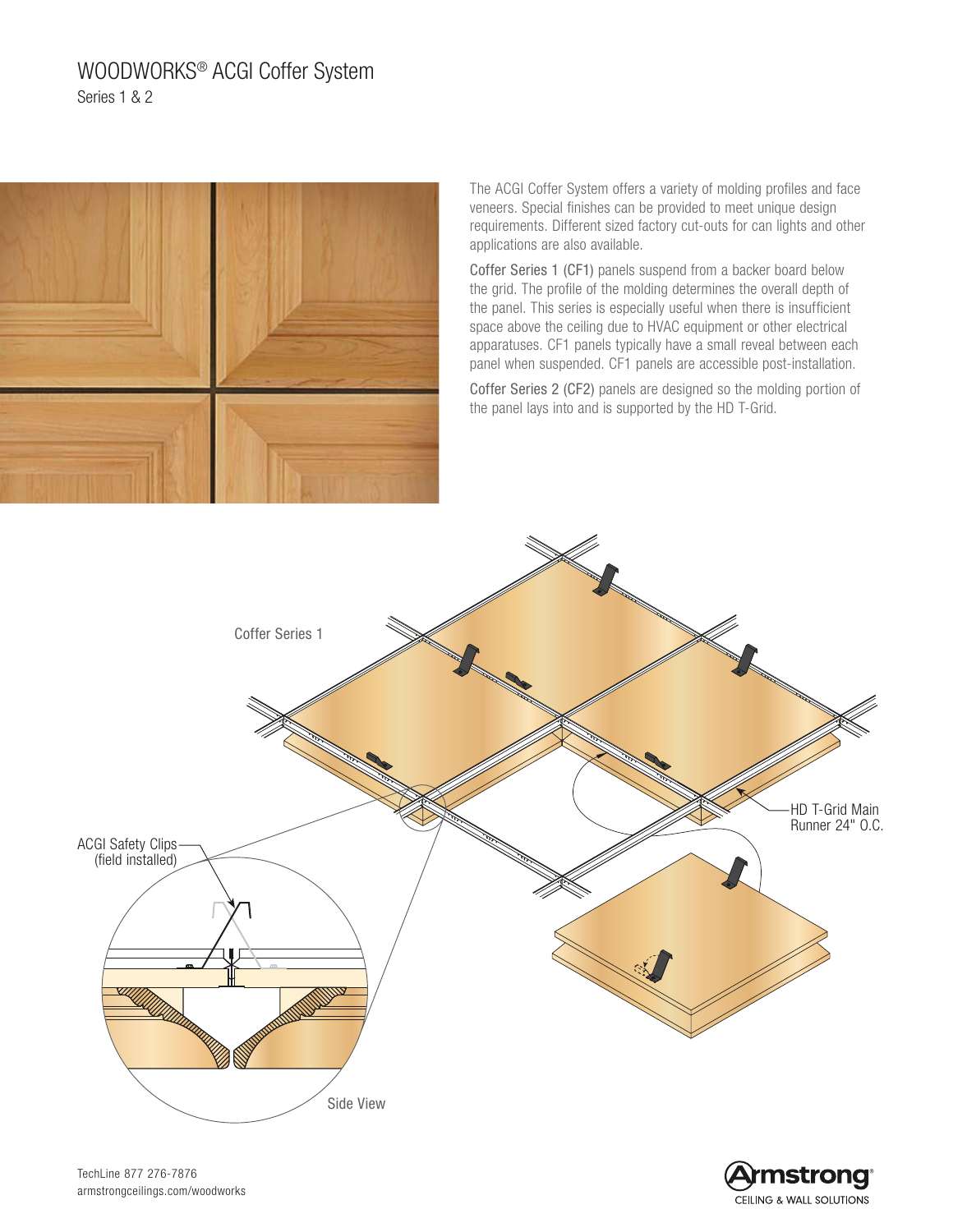# WOODWORKS® ACGI Coffer System

Series 1 & 2

The ACGI Coffer System offers a variety of molding profiles and face veneers. Special finishes can be provided to meet unique design requirements. Different sized factory cut-outs for can lights and other applications are also available.

Coffer Series 1 (CF1) panels suspend from a backer board below the grid. The profile of the molding determines the overall depth of the panel. This series is especially useful when there is insufficient space above the ceiling due to HVAC equipment or other electrical apparatuses. CF1 panels typically have a small reveal between each panel when suspended. CF1 panels are accessible post-installation.

Coffer Series 2 (CF2) panels are designed so the molding portion of the panel lays into and is supported by the HD T-Grid.

Coffer Series 1

ACGI Safety Clips (field installed)

HD T-Grid Main Runner 24" O.C.

Side View

TechLine 877 276-7876
armstrongceilings.com/woodworks

Armstrong® CEILING & WALL SOLUTIONS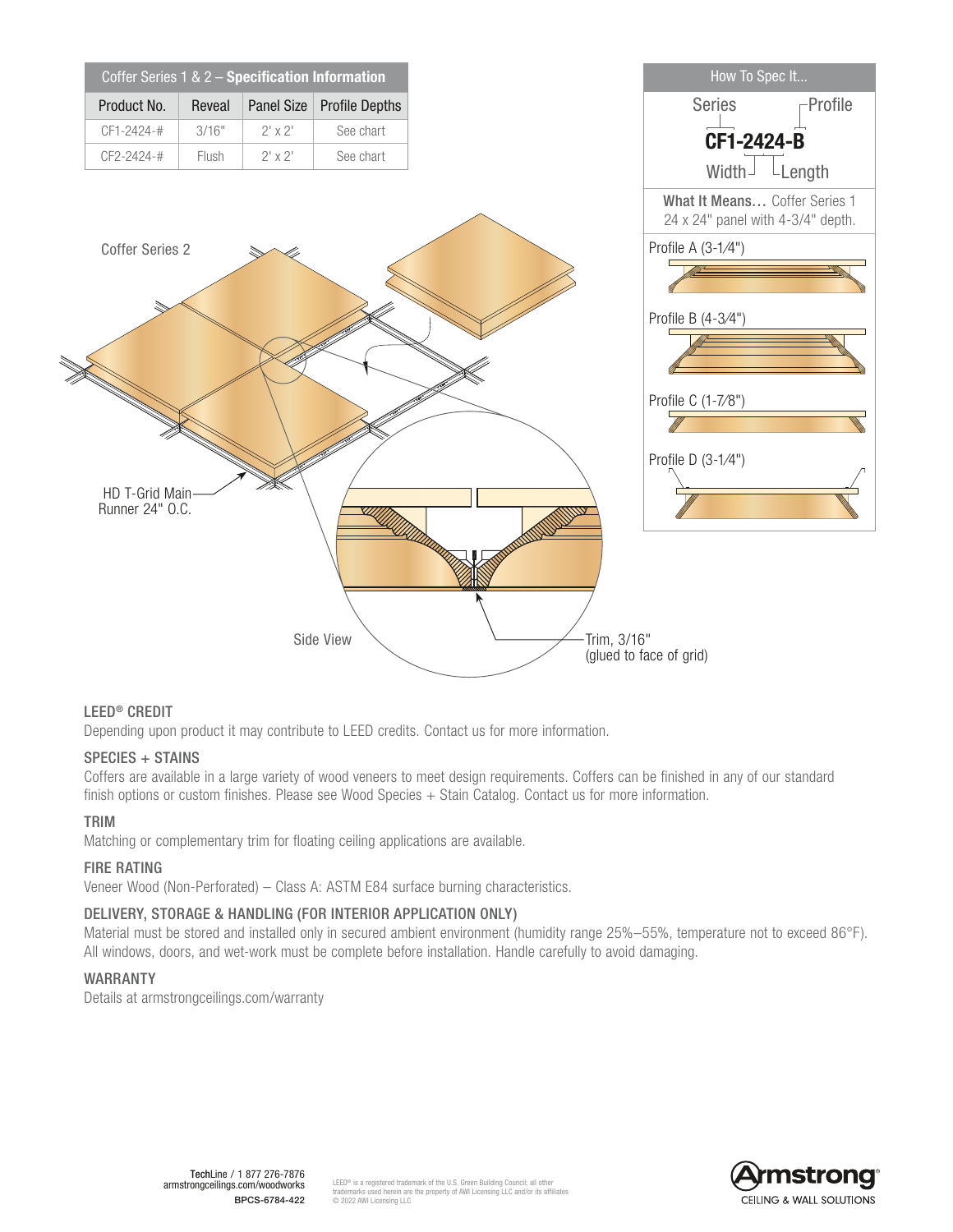## Coffer Series 1 & 2 – **Specification Information**

| Product No. | Reveal | Panel Size | Profile Depths |
|---|---|---|---|
| CF1-2424-# | 3/16" | 2' x 2' | See chart |
| CF2-2424-# | Flush | 2' x 2' | See chart |

### How To Spec It...

Series — Profile

**CF1-2424-B**

Width — Length

**What It Means...** Coffer Series 1 24 x 24" panel with 4-3/4" depth.

Profile A (3-1⁄4")

Profile B (4-3⁄4")

Profile C (1-7⁄8")

Profile D (3-1⁄4")

Coffer Series 2

HD T-Grid Main Runner 24" O.C.

Side View

Trim, 3/16" (glued to face of grid)

### LEED® CREDIT

Depending upon product it may contribute to LEED credits. Contact us for more information.

### SPECIES + STAINS

Coffers are available in a large variety of wood veneers to meet design requirements. Coffers can be finished in any of our standard finish options or custom finishes. Please see Wood Species + Stain Catalog. Contact us for more information.

### TRIM

Matching or complementary trim for floating ceiling applications are available.

### FIRE RATING

Veneer Wood (Non-Perforated) – Class A: ASTM E84 surface burning characteristics.

### DELIVERY, STORAGE & HANDLING (FOR INTERIOR APPLICATION ONLY)

Material must be stored and installed only in secured ambient environment (humidity range 25%–55%, temperature not to exceed 86°F). All windows, doors, and wet-work must be complete before installation. Handle carefully to avoid damaging.

### WARRANTY

Details at armstrongceilings.com/warranty

TechLine / 1 877 276-7876
armstrongceilings.com/woodworks
BPCS-6784-422

LEED® is a registered trademark of the U.S. Green Building Council; all other trademarks used herein are the property of AWI Licensing LLC and/or its affiliates
© 2022 AWI Licensing LLC

Armstrong® CEILING & WALL SOLUTIONS